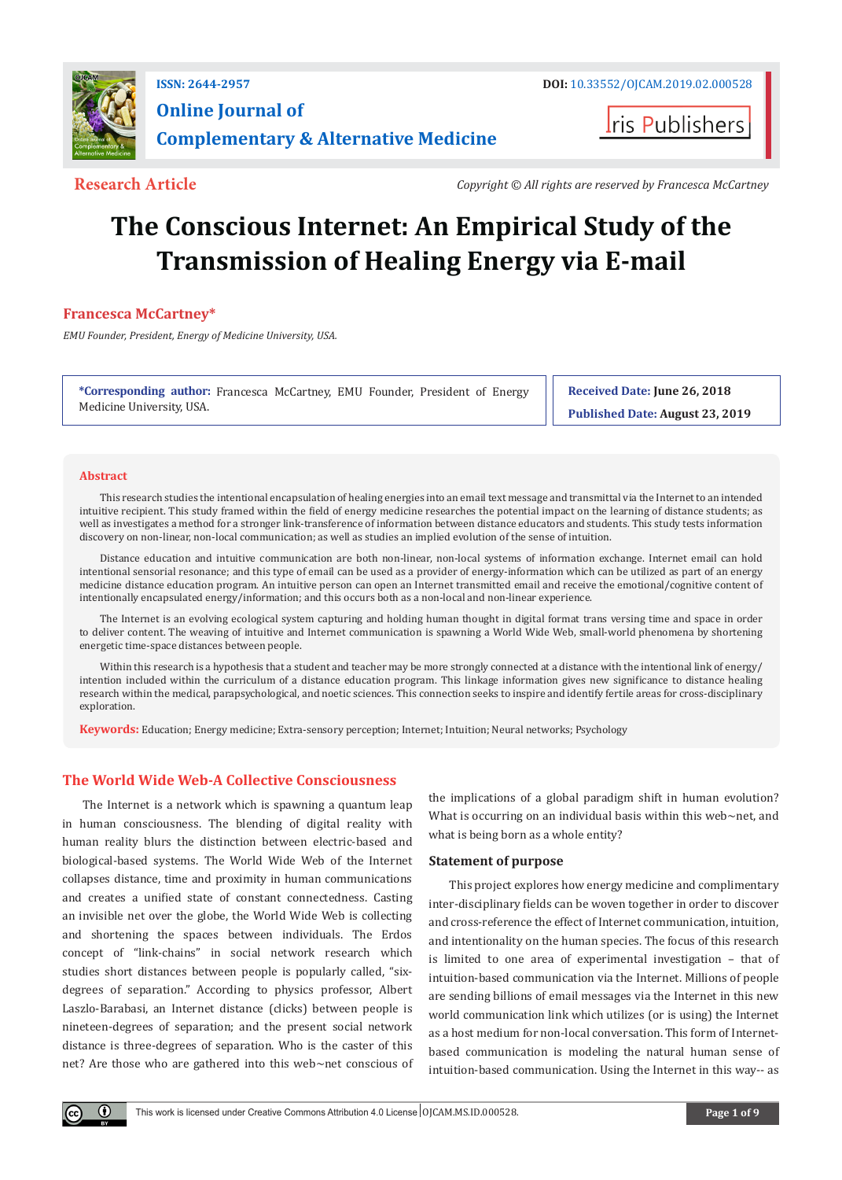ISSN: 2644-2957

DOI: 10.33552/OJCAM.2019.02.000528

**Online Journal of Complementary & Alternative Medicine**

Iris Publishers

**Research Article**

*Copyright © All rights are reserved by Francesca McCartney*

# The Conscious Internet: An Empirical Study of the Transmission of Healing Energy via E-mail

**Francesca McCartney***

*EMU Founder, President, Energy of Medicine University, USA.*

**\*Corresponding author:** Francesca McCartney, EMU Founder, President of Energy Medicine University, USA.

**Received Date:** June 26, 2018

**Published Date:** August 23, 2019

## Abstract

This research studies the intentional encapsulation of healing energies into an email text message and transmittal via the Internet to an intended intuitive recipient. This study framed within the field of energy medicine researches the potential impact on the learning of distance students; as well as investigates a method for a stronger link-transference of information between distance educators and students. This study tests information discovery on non-linear, non-local communication; as well as studies an implied evolution of the sense of intuition.

Distance education and intuitive communication are both non-linear, non-local systems of information exchange. Internet email can hold intentional sensorial resonance; and this type of email can be used as a provider of energy-information which can be utilized as part of an energy medicine distance education program. An intuitive person can open an Internet transmitted email and receive the emotional/cognitive content of intentionally encapsulated energy/information; and this occurs both as a non-local and non-linear experience.

The Internet is an evolving ecological system capturing and holding human thought in digital format trans versing time and space in order to deliver content. The weaving of intuitive and Internet communication is spawning a World Wide Web, small-world phenomena by shortening energetic time-space distances between people.

Within this research is a hypothesis that a student and teacher may be more strongly connected at a distance with the intentional link of energy/intention included within the curriculum of a distance education program. This linkage information gives new significance to distance healing research within the medical, parapsychological, and noetic sciences. This connection seeks to inspire and identify fertile areas for cross-disciplinary exploration.

**Keywords:** Education; Energy medicine; Extra-sensory perception; Internet; Intuition; Neural networks; Psychology

## The World Wide Web-A Collective Consciousness

The Internet is a network which is spawning a quantum leap in human consciousness. The blending of digital reality with human reality blurs the distinction between electric-based and biological-based systems. The World Wide Web of the Internet collapses distance, time and proximity in human communications and creates a unified state of constant connectedness. Casting an invisible net over the globe, the World Wide Web is collecting and shortening the spaces between individuals. The Erdos concept of "link-chains" in social network research which studies short distances between people is popularly called, "six-degrees of separation." According to physics professor, Albert Laszlo-Barabasi, an Internet distance (clicks) between people is nineteen-degrees of separation; and the present social network distance is three-degrees of separation. Who is the caster of this net? Are those who are gathered into this web~net conscious of the implications of a global paradigm shift in human evolution? What is occurring on an individual basis within this web~net, and what is being born as a whole entity?

### Statement of purpose

This project explores how energy medicine and complimentary inter-disciplinary fields can be woven together in order to discover and cross-reference the effect of Internet communication, intuition, and intentionality on the human species. The focus of this research is limited to one area of experimental investigation – that of intuition-based communication via the Internet. Millions of people are sending billions of email messages via the Internet in this new world communication link which utilizes (or is using) the Internet as a host medium for non-local conversation. This form of Internet-based communication is modeling the natural human sense of intuition-based communication. Using the Internet in this way-- as

This work is licensed under Creative Commons Attribution 4.0 License | OJCAM.MS.ID.000528.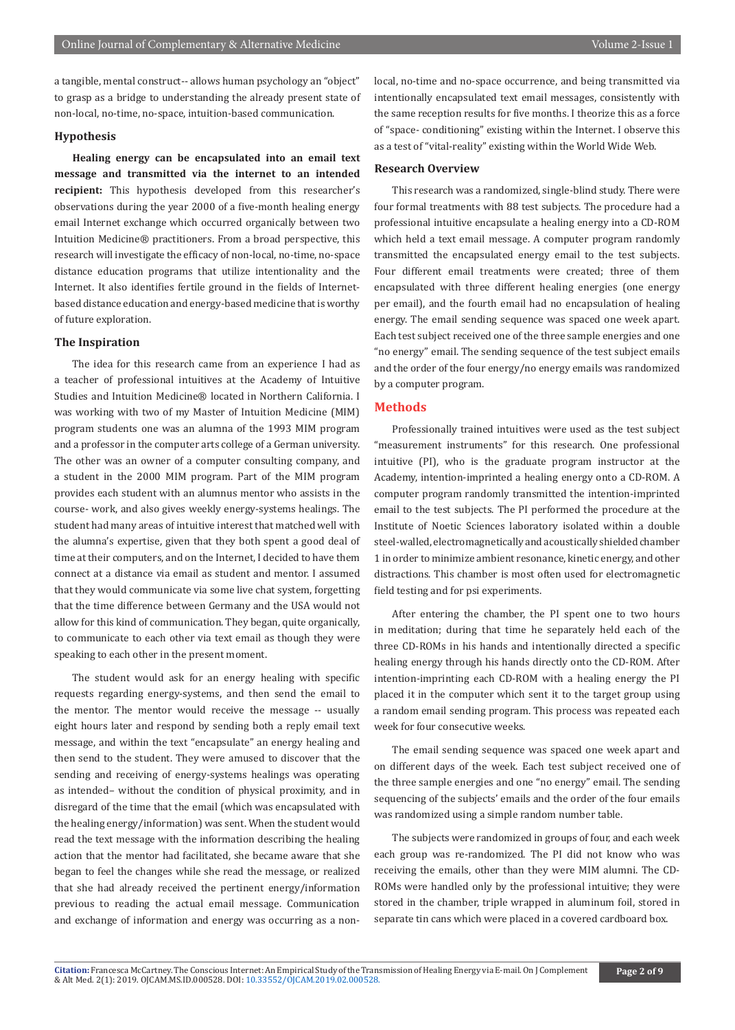a tangible, mental construct-- allows human psychology an "object" to grasp as a bridge to understanding the already present state of non-local, no-time, no-space, intuition-based communication.

## Hypothesis

**Healing energy can be encapsulated into an email text message and transmitted via the internet to an intended recipient:** This hypothesis developed from this researcher's observations during the year 2000 of a five-month healing energy email Internet exchange which occurred organically between two Intuition Medicine® practitioners. From a broad perspective, this research will investigate the efficacy of non-local, no-time, no-space distance education programs that utilize intentionality and the Internet. It also identifies fertile ground in the fields of Internet-based distance education and energy-based medicine that is worthy of future exploration.

## The Inspiration

The idea for this research came from an experience I had as a teacher of professional intuitives at the Academy of Intuitive Studies and Intuition Medicine® located in Northern California. I was working with two of my Master of Intuition Medicine (MIM) program students one was an alumna of the 1993 MIM program and a professor in the computer arts college of a German university. The other was an owner of a computer consulting company, and a student in the 2000 MIM program. Part of the MIM program provides each student with an alumnus mentor who assists in the course- work, and also gives weekly energy-systems healings. The student had many areas of intuitive interest that matched well with the alumna's expertise, given that they both spent a good deal of time at their computers, and on the Internet, I decided to have them connect at a distance via email as student and mentor. I assumed that they would communicate via some live chat system, forgetting that the time difference between Germany and the USA would not allow for this kind of communication. They began, quite organically, to communicate to each other via text email as though they were speaking to each other in the present moment.

The student would ask for an energy healing with specific requests regarding energy-systems, and then send the email to the mentor. The mentor would receive the message -- usually eight hours later and respond by sending both a reply email text message, and within the text "encapsulate" an energy healing and then send to the student. They were amused to discover that the sending and receiving of energy-systems healings was operating as intended– without the condition of physical proximity, and in disregard of the time that the email (which was encapsulated with the healing energy/information) was sent. When the student would read the text message with the information describing the healing action that the mentor had facilitated, she became aware that she began to feel the changes while she read the message, or realized that she had already received the pertinent energy/information previous to reading the actual email message. Communication and exchange of information and energy was occurring as a non-local, no-time and no-space occurrence, and being transmitted via intentionally encapsulated text email messages, consistently with the same reception results for five months. I theorize this as a force of "space- conditioning" existing within the Internet. I observe this as a test of "vital-reality" existing within the World Wide Web.

## Research Overview

This research was a randomized, single-blind study. There were four formal treatments with 88 test subjects. The procedure had a professional intuitive encapsulate a healing energy into a CD-ROM which held a text email message. A computer program randomly transmitted the encapsulated energy email to the test subjects. Four different email treatments were created; three of them encapsulated with three different healing energies (one energy per email), and the fourth email had no encapsulation of healing energy. The email sending sequence was spaced one week apart. Each test subject received one of the three sample energies and one "no energy" email. The sending sequence of the test subject emails and the order of the four energy/no energy emails was randomized by a computer program.

## Methods

Professionally trained intuitives were used as the test subject "measurement instruments" for this research. One professional intuitive (PI), who is the graduate program instructor at the Academy, intention-imprinted a healing energy onto a CD-ROM. A computer program randomly transmitted the intention-imprinted email to the test subjects. The PI performed the procedure at the Institute of Noetic Sciences laboratory isolated within a double steel-walled, electromagnetically and acoustically shielded chamber 1 in order to minimize ambient resonance, kinetic energy, and other distractions. This chamber is most often used for electromagnetic field testing and for psi experiments.

After entering the chamber, the PI spent one to two hours in meditation; during that time he separately held each of the three CD-ROMs in his hands and intentionally directed a specific healing energy through his hands directly onto the CD-ROM. After intention-imprinting each CD-ROM with a healing energy the PI placed it in the computer which sent it to the target group using a random email sending program. This process was repeated each week for four consecutive weeks.

The email sending sequence was spaced one week apart and on different days of the week. Each test subject received one of the three sample energies and one "no energy" email. The sending sequencing of the subjects' emails and the order of the four emails was randomized using a simple random number table.

The subjects were randomized in groups of four, and each week each group was re-randomized. The PI did not know who was receiving the emails, other than they were MIM alumni. The CD-ROMs were handled only by the professional intuitive; they were stored in the chamber, triple wrapped in aluminum foil, stored in separate tin cans which were placed in a covered cardboard box.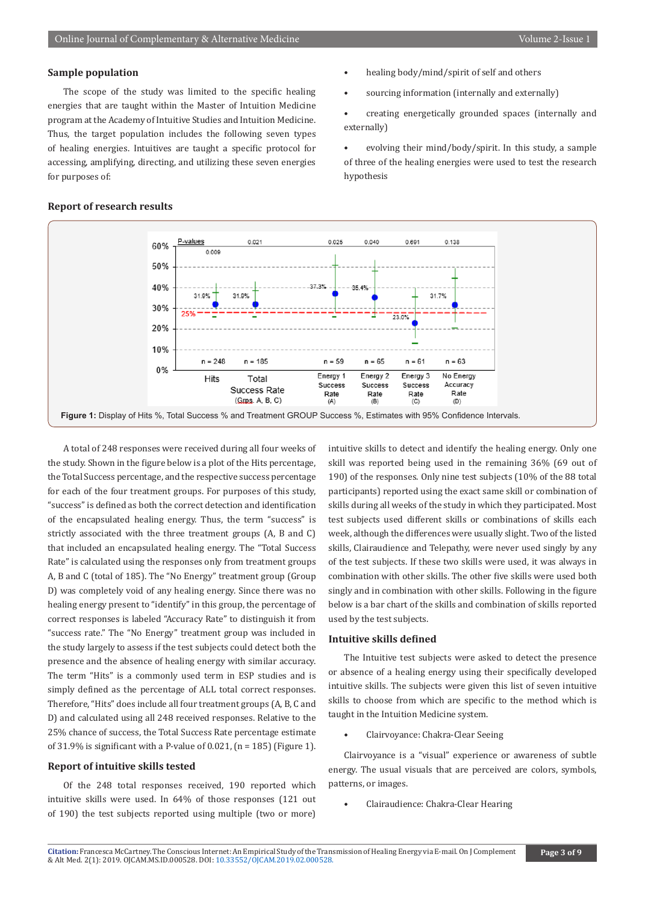## Sample population

The scope of the study was limited to the specific healing energies that are taught within the Master of Intuition Medicine program at the Academy of Intuitive Studies and Intuition Medicine. Thus, the target population includes the following seven types of healing energies. Intuitives are taught a specific protocol for accessing, amplifying, directing, and utilizing these seven energies for purposes of:

- healing body/mind/spirit of self and others
- sourcing information (internally and externally)
- creating energetically grounded spaces (internally and externally)
- evolving their mind/body/spirit. In this study, a sample of three of the healing energies were used to test the research hypothesis

## Report of research results

**Figure 1:** Display of Hits %, Total Success % and Treatment GROUP Success %, Estimates with 95% Confidence Intervals.

A total of 248 responses were received during all four weeks of the study. Shown in the figure below is a plot of the Hits percentage, the Total Success percentage, and the respective success percentage for each of the four treatment groups. For purposes of this study, "success" is defined as both the correct detection and identification of the encapsulated healing energy. Thus, the term "success" is strictly associated with the three treatment groups (A, B and C) that included an encapsulated healing energy. The "Total Success Rate" is calculated using the responses only from treatment groups A, B and C (total of 185). The "No Energy" treatment group (Group D) was completely void of any healing energy. Since there was no healing energy present to "identify" in this group, the percentage of correct responses is labeled "Accuracy Rate" to distinguish it from "success rate." The "No Energy" treatment group was included in the study largely to assess if the test subjects could detect both the presence and the absence of healing energy with similar accuracy. The term "Hits" is a commonly used term in ESP studies and is simply defined as the percentage of ALL total correct responses. Therefore, "Hits" does include all four treatment groups (A, B, C and D) and calculated using all 248 received responses. Relative to the 25% chance of success, the Total Success Rate percentage estimate of 31.9% is significant with a P-value of 0.021, (n = 185) (Figure 1).

## Report of intuitive skills tested

Of the 248 total responses received, 190 reported which intuitive skills were used. In 64% of those responses (121 out of 190) the test subjects reported using multiple (two or more) intuitive skills to detect and identify the healing energy. Only one skill was reported being used in the remaining 36% (69 out of 190) of the responses. Only nine test subjects (10% of the 88 total participants) reported using the exact same skill or combination of skills during all weeks of the study in which they participated. Most test subjects used different skills or combinations of skills each week, although the differences were usually slight. Two of the listed skills, Clairaudience and Telepathy, were never used singly by any of the test subjects. If these two skills were used, it was always in combination with other skills. The other five skills were used both singly and in combination with other skills. Following in the figure below is a bar chart of the skills and combination of skills reported used by the test subjects.

## Intuitive skills defined

The Intuitive test subjects were asked to detect the presence or absence of a healing energy using their specifically developed intuitive skills. The subjects were given this list of seven intuitive skills to choose from which are specific to the method which is taught in the Intuition Medicine system.

- Clairvoyance: Chakra-Clear Seeing

Clairvoyance is a "visual" experience or awareness of subtle energy. The usual visuals that are perceived are colors, symbols, patterns, or images.

- Clairaudience: Chakra-Clear Hearing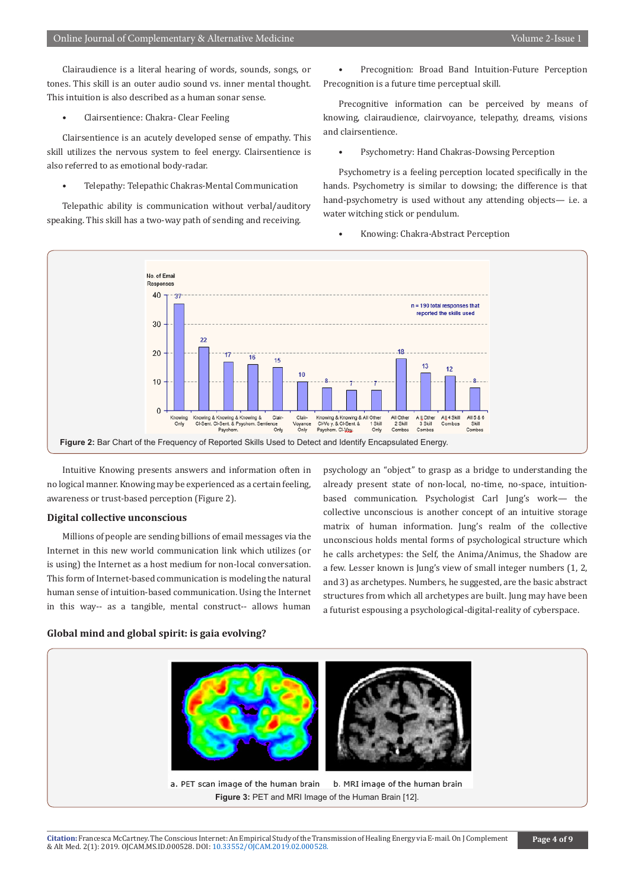Clairaudience is a literal hearing of words, sounds, songs, or tones. This skill is an outer audio sound vs. inner mental thought. This intuition is also described as a human sonar sense.

- Clairsentience: Chakra- Clear Feeling

Clairsentience is an acutely developed sense of empathy. This skill utilizes the nervous system to feel energy. Clairsentience is also referred to as emotional body-radar.

- Telepathy: Telepathic Chakras-Mental Communication

Telepathic ability is communication without verbal/auditory speaking. This skill has a two-way path of sending and receiving.

- Precognition: Broad Band Intuition-Future Perception

Precognition is a future time perceptual skill.

Precognitive information can be perceived by means of knowing, clairaudience, clairvoyance, telepathy, dreams, visions and clairsentience.

- Psychometry: Hand Chakras-Dowsing Perception

Psychometry is a feeling perception located specifically in the hands. Psychometry is similar to dowsing; the difference is that hand-psychometry is used without any attending objects— i.e. a water witching stick or pendulum.

- Knowing: Chakra-Abstract Perception

**Figure 2:** Bar Chart of the Frequency of Reported Skills Used to Detect and Identify Encapsulated Energy.

Intuitive Knowing presents answers and information often in no logical manner. Knowing may be experienced as a certain feeling, awareness or trust-based perception (Figure 2).

## Digital collective unconscious

Millions of people are sending billions of email messages via the Internet in this new world communication link which utilizes (or is using) the Internet as a host medium for non-local conversation. This form of Internet-based communication is modeling the natural human sense of intuition-based communication. Using the Internet in this way-- as a tangible, mental construct-- allows human psychology an "object" to grasp as a bridge to understanding the already present state of non-local, no-time, no-space, intuition-based communication. Psychologist Carl Jung's work— the collective unconscious is another concept of an intuitive storage matrix of human information. Jung's realm of the collective unconscious holds mental forms of psychological structure which he calls archetypes: the Self, the Anima/Animus, the Shadow are a few. Lesser known is Jung's view of small integer numbers (1, 2, and 3) as archetypes. Numbers, he suggested, are the basic abstract structures from which all archetypes are built. Jung may have been a futurist espousing a psychological-digital-reality of cyberspace.

## Global mind and global spirit: is gaia evolving?

a. PET scan image of the human brain b. MRI image of the human brain

**Figure 3:** PET and MRI Image of the Human Brain [12].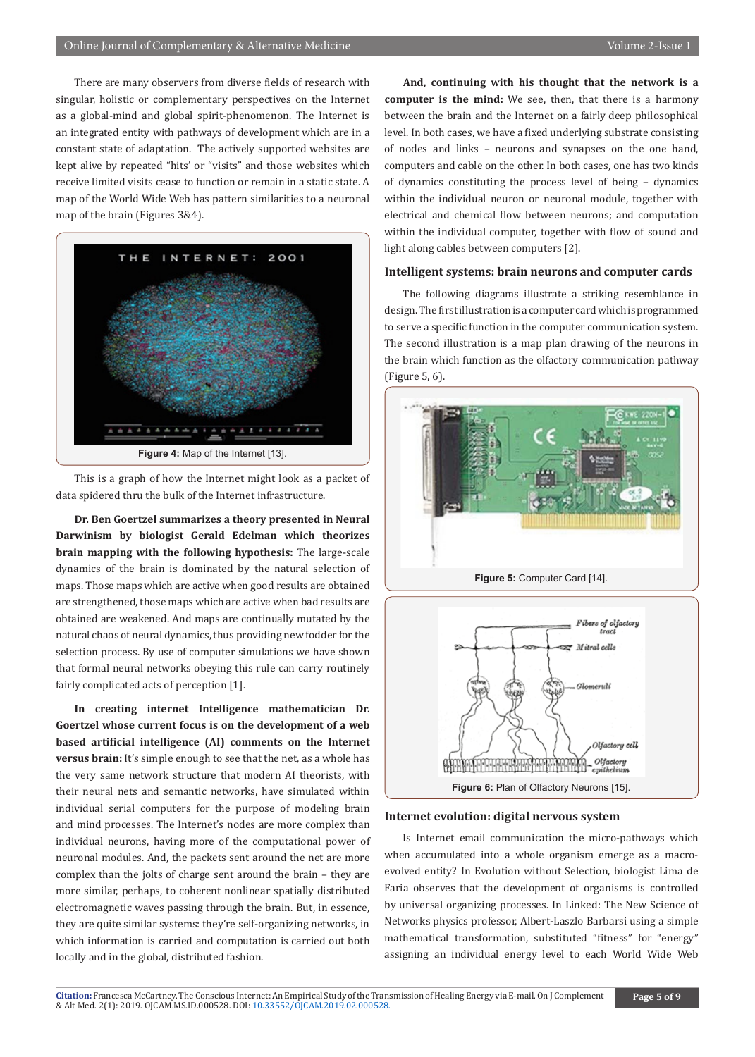There are many observers from diverse fields of research with singular, holistic or complementary perspectives on the Internet as a global-mind and global spirit-phenomenon. The Internet is an integrated entity with pathways of development which are in a constant state of adaptation. The actively supported websites are kept alive by repeated "hits' or "visits" and those websites which receive limited visits cease to function or remain in a static state. A map of the World Wide Web has pattern similarities to a neuronal map of the brain (Figures 3&4).

**Figure 4:** Map of the Internet [13].

This is a graph of how the Internet might look as a packet of data spidered thru the bulk of the Internet infrastructure.

**Dr. Ben Goertzel summarizes a theory presented in Neural Darwinism by biologist Gerald Edelman which theorizes brain mapping with the following hypothesis:** The large-scale dynamics of the brain is dominated by the natural selection of maps. Those maps which are active when good results are obtained are strengthened, those maps which are active when bad results are obtained are weakened. And maps are continually mutated by the natural chaos of neural dynamics, thus providing new fodder for the selection process. By use of computer simulations we have shown that formal neural networks obeying this rule can carry routinely fairly complicated acts of perception [1].

**In creating internet Intelligence mathematician Dr. Goertzel whose current focus is on the development of a web based artificial intelligence (AI) comments on the Internet versus brain:** It's simple enough to see that the net, as a whole has the very same network structure that modern AI theorists, with their neural nets and semantic networks, have simulated within individual serial computers for the purpose of modeling brain and mind processes. The Internet's nodes are more complex than individual neurons, having more of the computational power of neuronal modules. And, the packets sent around the net are more complex than the jolts of charge sent around the brain – they are more similar, perhaps, to coherent nonlinear spatially distributed electromagnetic waves passing through the brain. But, in essence, they are quite similar systems: they're self-organizing networks, in which information is carried and computation is carried out both locally and in the global, distributed fashion.

**And, continuing with his thought that the network is a computer is the mind:** We see, then, that there is a harmony between the brain and the Internet on a fairly deep philosophical level. In both cases, we have a fixed underlying substrate consisting of nodes and links – neurons and synapses on the one hand, computers and cable on the other. In both cases, one has two kinds of dynamics constituting the process level of being – dynamics within the individual neuron or neuronal module, together with electrical and chemical flow between neurons; and computation within the individual computer, together with flow of sound and light along cables between computers [2].

### Intelligent systems: brain neurons and computer cards

The following diagrams illustrate a striking resemblance in design. The first illustration is a computer card which is programmed to serve a specific function in the computer communication system. The second illustration is a map plan drawing of the neurons in the brain which function as the olfactory communication pathway (Figure 5, 6).

**Figure 5:** Computer Card [14].

**Figure 6:** Plan of Olfactory Neurons [15].

### Internet evolution: digital nervous system

Is Internet email communication the micro-pathways which when accumulated into a whole organism emerge as a macro-evolved entity? In Evolution without Selection, biologist Lima de Faria observes that the development of organisms is controlled by universal organizing processes. In Linked: The New Science of Networks physics professor, Albert-Laszlo Barbarsi using a simple mathematical transformation, substituted "fitness" for "energy" assigning an individual energy level to each World Wide Web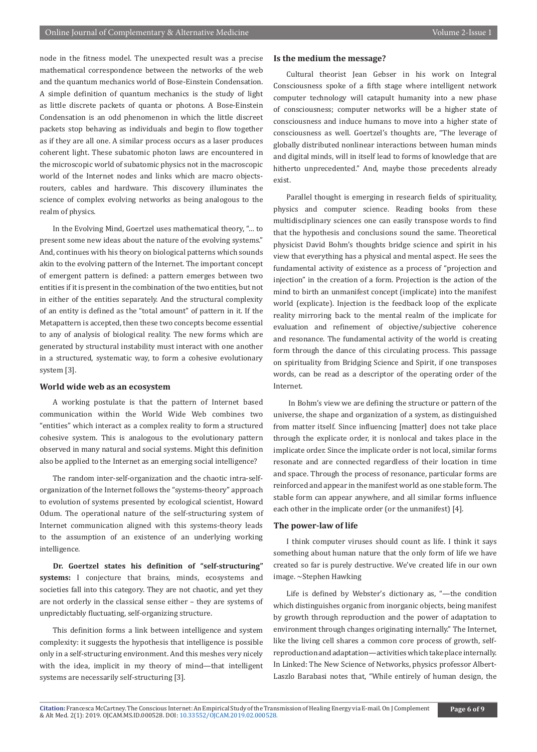node in the fitness model. The unexpected result was a precise mathematical correspondence between the networks of the web and the quantum mechanics world of Bose-Einstein Condensation. A simple definition of quantum mechanics is the study of light as little discrete packets of quanta or photons. A Bose-Einstein Condensation is an odd phenomenon in which the little discreet packets stop behaving as individuals and begin to flow together as if they are all one. A similar process occurs as a laser produces coherent light. These subatomic photon laws are encountered in the microscopic world of subatomic physics not in the macroscopic world of the Internet nodes and links which are macro objects- routers, cables and hardware. This discovery illuminates the science of complex evolving networks as being analogous to the realm of physics.

In the Evolving Mind, Goertzel uses mathematical theory, "… to present some new ideas about the nature of the evolving systems." And, continues with his theory on biological patterns which sounds akin to the evolving pattern of the Internet. The important concept of emergent pattern is defined: a pattern emerges between two entities if it is present in the combination of the two entities, but not in either of the entities separately. And the structural complexity of an entity is defined as the "total amount" of pattern in it. If the Metapattern is accepted, then these two concepts become essential to any of analysis of biological reality. The new forms which are generated by structural instability must interact with one another in a structured, systematic way, to form a cohesive evolutionary system [3].

## World wide web as an ecosystem

A working postulate is that the pattern of Internet based communication within the World Wide Web combines two "entities" which interact as a complex reality to form a structured cohesive system. This is analogous to the evolutionary pattern observed in many natural and social systems. Might this definition also be applied to the Internet as an emerging social intelligence?

The random inter-self-organization and the chaotic intra-self-organization of the Internet follows the "systems-theory" approach to evolution of systems presented by ecological scientist, Howard Odum. The operational nature of the self-structuring system of Internet communication aligned with this systems-theory leads to the assumption of an existence of an underlying working intelligence.

**Dr. Goertzel states his definition of "self-structuring" systems:** I conjecture that brains, minds, ecosystems and societies fall into this category. They are not chaotic, and yet they are not orderly in the classical sense either – they are systems of unpredictably fluctuating, self-organizing structure.

This definition forms a link between intelligence and system complexity: it suggests the hypothesis that intelligence is possible only in a self-structuring environment. And this meshes very nicely with the idea, implicit in my theory of mind—that intelligent systems are necessarily self-structuring [3].

## Is the medium the message?

Cultural theorist Jean Gebser in his work on Integral Consciousness spoke of a fifth stage where intelligent network computer technology will catapult humanity into a new phase of consciousness; computer networks will be a higher state of consciousness and induce humans to move into a higher state of consciousness as well. Goertzel's thoughts are, "The leverage of globally distributed nonlinear interactions between human minds and digital minds, will in itself lead to forms of knowledge that are hitherto unprecedented." And, maybe those precedents already exist.

Parallel thought is emerging in research fields of spirituality, physics and computer science. Reading books from these multidisciplinary sciences one can easily transpose words to find that the hypothesis and conclusions sound the same. Theoretical physicist David Bohm's thoughts bridge science and spirit in his view that everything has a physical and mental aspect. He sees the fundamental activity of existence as a process of "projection and injection" in the creation of a form. Projection is the action of the mind to birth an unmanifest concept (implicate) into the manifest world (explicate). Injection is the feedback loop of the explicate reality mirroring back to the mental realm of the implicate for evaluation and refinement of objective/subjective coherence and resonance. The fundamental activity of the world is creating form through the dance of this circulating process. This passage on spirituality from Bridging Science and Spirit, if one transposes words, can be read as a descriptor of the operating order of the Internet.

In Bohm's view we are defining the structure or pattern of the universe, the shape and organization of a system, as distinguished from matter itself. Since influencing [matter] does not take place through the explicate order, it is nonlocal and takes place in the implicate order. Since the implicate order is not local, similar forms resonate and are connected regardless of their location in time and space. Through the process of resonance, particular forms are reinforced and appear in the manifest world as one stable form. The stable form can appear anywhere, and all similar forms influence each other in the implicate order (or the unmanifest) [4].

## The power-law of life

I think computer viruses should count as life. I think it says something about human nature that the only form of life we have created so far is purely destructive. We've created life in our own image. ~Stephen Hawking

Life is defined by Webster's dictionary as, "—the condition which distinguishes organic from inorganic objects, being manifest by growth through reproduction and the power of adaptation to environment through changes originating internally." The Internet, like the living cell shares a common core process of growth, self-reproduction and adaptation—activities which take place internally. In Linked: The New Science of Networks, physics professor Albert-Laszlo Barabasi notes that, "While entirely of human design, the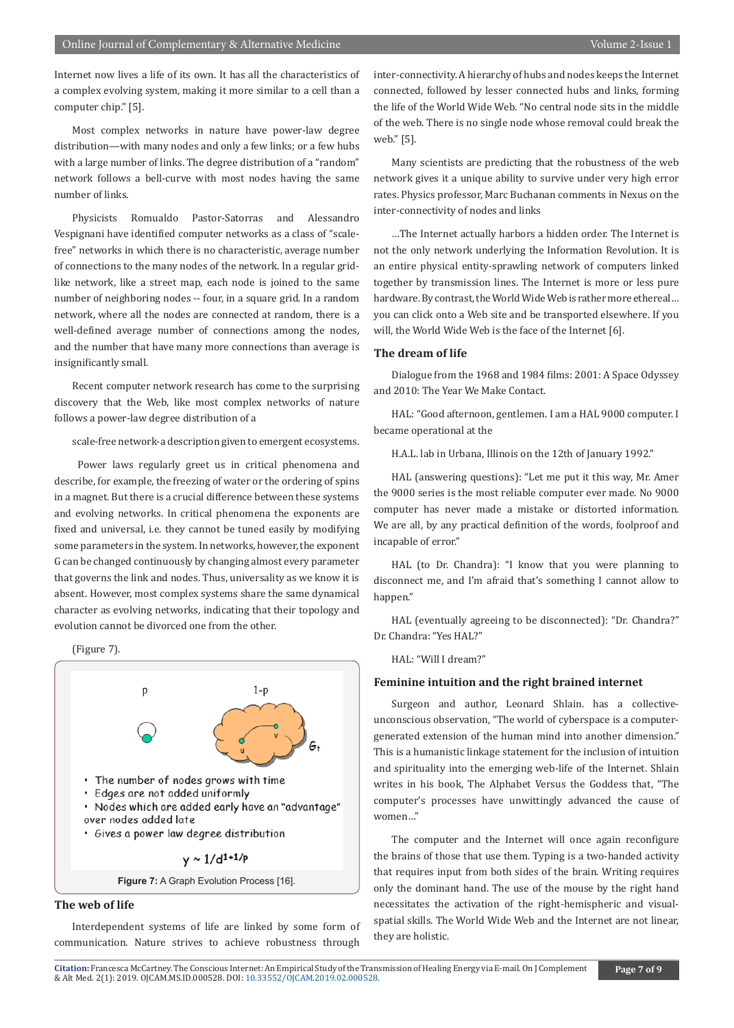Internet now lives a life of its own. It has all the characteristics of a complex evolving system, making it more similar to a cell than a computer chip." [5].

Most complex networks in nature have power-law degree distribution—with many nodes and only a few links; or a few hubs with a large number of links. The degree distribution of a "random" network follows a bell-curve with most nodes having the same number of links.

Physicists Romualdo Pastor-Satorras and Alessandro Vespignani have identified computer networks as a class of "scale-free" networks in which there is no characteristic, average number of connections to the many nodes of the network. In a regular grid-like network, like a street map, each node is joined to the same number of neighboring nodes -- four, in a square grid. In a random network, where all the nodes are connected at random, there is a well-defined average number of connections among the nodes, and the number that have many more connections than average is insignificantly small.

Recent computer network research has come to the surprising discovery that the Web, like most complex networks of nature follows a power-law degree distribution of a

scale-free network-a description given to emergent ecosystems.

Power laws regularly greet us in critical phenomena and describe, for example, the freezing of water or the ordering of spins in a magnet. But there is a crucial difference between these systems and evolving networks. In critical phenomena the exponents are fixed and universal, i.e. they cannot be tuned easily by modifying some parameters in the system. In networks, however, the exponent G can be changed continuously by changing almost every parameter that governs the link and nodes. Thus, universality as we know it is absent. However, most complex systems share the same dynamical character as evolving networks, indicating that their topology and evolution cannot be divorced one from the other.

(Figure 7).

p 1-p

- The number of nodes grows with time
- Edges are not added uniformly
- Nodes which are added early have an "advantage" over nodes added late
- Gives a power law degree distribution

$$\gamma \sim 1/d^{1+1/p}$$

**Figure 7:** A Graph Evolution Process [16].

## The web of life

Interdependent systems of life are linked by some form of communication. Nature strives to achieve robustness through inter-connectivity. A hierarchy of hubs and nodes keeps the Internet connected, followed by lesser connected hubs and links, forming the life of the World Wide Web. "No central node sits in the middle of the web. There is no single node whose removal could break the web." [5].

Many scientists are predicting that the robustness of the web network gives it a unique ability to survive under very high error rates. Physics professor, Marc Buchanan comments in Nexus on the inter-connectivity of nodes and links

...The Internet actually harbors a hidden order. The Internet is not the only network underlying the Information Revolution. It is an entire physical entity-sprawling network of computers linked together by transmission lines. The Internet is more or less pure hardware. By contrast, the World Wide Web is rather more ethereal... you can click onto a Web site and be transported elsewhere. If you will, the World Wide Web is the face of the Internet [6].

## The dream of life

Dialogue from the 1968 and 1984 films: 2001: A Space Odyssey and 2010: The Year We Make Contact.

HAL: "Good afternoon, gentlemen. I am a HAL 9000 computer. I became operational at the

H.A.L. lab in Urbana, Illinois on the 12th of January 1992."

HAL (answering questions): "Let me put it this way, Mr. Amer the 9000 series is the most reliable computer ever made. No 9000 computer has never made a mistake or distorted information. We are all, by any practical definition of the words, foolproof and incapable of error."

HAL (to Dr. Chandra): "I know that you were planning to disconnect me, and I'm afraid that's something I cannot allow to happen."

HAL (eventually agreeing to be disconnected): "Dr. Chandra?" Dr. Chandra: "Yes HAL?"

HAL: "Will I dream?"

## Feminine intuition and the right brained internet

Surgeon and author, Leonard Shlain. has a collective-unconscious observation, "The world of cyberspace is a computer-generated extension of the human mind into another dimension." This is a humanistic linkage statement for the inclusion of intuition and spirituality into the emerging web-life of the Internet. Shlain writes in his book, The Alphabet Versus the Goddess that, "The computer's processes have unwittingly advanced the cause of women..."

The computer and the Internet will once again reconfigure the brains of those that use them. Typing is a two-handed activity that requires input from both sides of the brain. Writing requires only the dominant hand. The use of the mouse by the right hand necessitates the activation of the right-hemispheric and visual-spatial skills. The World Wide Web and the Internet are not linear, they are holistic.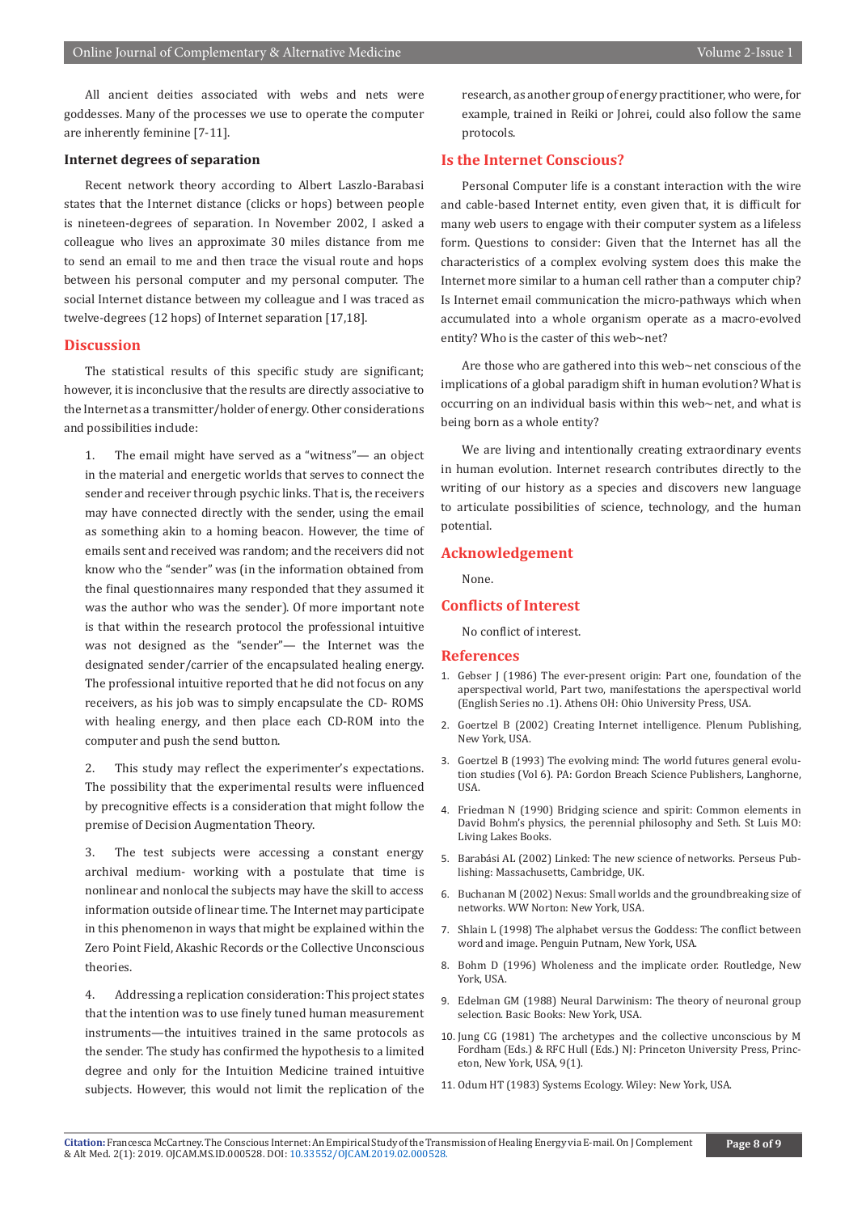All ancient deities associated with webs and nets were goddesses. Many of the processes we use to operate the computer are inherently feminine [7-11].

### Internet degrees of separation

Recent network theory according to Albert Laszlo-Barabasi states that the Internet distance (clicks or hops) between people is nineteen-degrees of separation. In November 2002, I asked a colleague who lives an approximate 30 miles distance from me to send an email to me and then trace the visual route and hops between his personal computer and my personal computer. The social Internet distance between my colleague and I was traced as twelve-degrees (12 hops) of Internet separation [17,18].

## Discussion

The statistical results of this specific study are significant; however, it is inconclusive that the results are directly associative to the Internet as a transmitter/holder of energy. Other considerations and possibilities include:

1. The email might have served as a "witness"— an object in the material and energetic worlds that serves to connect the sender and receiver through psychic links. That is, the receivers may have connected directly with the sender, using the email as something akin to a homing beacon. However, the time of emails sent and received was random; and the receivers did not know who the "sender" was (in the information obtained from the final questionnaires many responded that they assumed it was the author who was the sender). Of more important note is that within the research protocol the professional intuitive was not designed as the "sender"— the Internet was the designated sender/carrier of the encapsulated healing energy. The professional intuitive reported that he did not focus on any receivers, as his job was to simply encapsulate the CD- ROMS with healing energy, and then place each CD-ROM into the computer and push the send button.

2. This study may reflect the experimenter's expectations. The possibility that the experimental results were influenced by precognitive effects is a consideration that might follow the premise of Decision Augmentation Theory.

3. The test subjects were accessing a constant energy archival medium- working with a postulate that time is nonlinear and nonlocal the subjects may have the skill to access information outside of linear time. The Internet may participate in this phenomenon in ways that might be explained within the Zero Point Field, Akashic Records or the Collective Unconscious theories.

4. Addressing a replication consideration: This project states that the intention was to use finely tuned human measurement instruments—the intuitives trained in the same protocols as the sender. The study has confirmed the hypothesis to a limited degree and only for the Intuition Medicine trained intuitive subjects. However, this would not limit the replication of the research, as another group of energy practitioner, who were, for example, trained in Reiki or Johrei, could also follow the same protocols.

## Is the Internet Conscious?

Personal Computer life is a constant interaction with the wire and cable-based Internet entity, even given that, it is difficult for many web users to engage with their computer system as a lifeless form. Questions to consider: Given that the Internet has all the characteristics of a complex evolving system does this make the Internet more similar to a human cell rather than a computer chip? Is Internet email communication the micro-pathways which when accumulated into a whole organism operate as a macro-evolved entity? Who is the caster of this web~net?

Are those who are gathered into this web~net conscious of the implications of a global paradigm shift in human evolution? What is occurring on an individual basis within this web~net, and what is being born as a whole entity?

We are living and intentionally creating extraordinary events in human evolution. Internet research contributes directly to the writing of our history as a species and discovers new language to articulate possibilities of science, technology, and the human potential.

## Acknowledgement

None.

## Conflicts of Interest

No conflict of interest.

## References

1. Gebser J (1986) The ever-present origin: Part one, foundation of the aperspectival world, Part two, manifestations the aperspectival world (English Series no .1). Athens OH: Ohio University Press, USA.
2. Goertzel B (2002) Creating Internet intelligence. Plenum Publishing, New York, USA.
3. Goertzel B (1993) The evolving mind: The world futures general evolution studies (Vol 6). PA: Gordon Breach Science Publishers, Langhorne, USA.
4. Friedman N (1990) Bridging science and spirit: Common elements in David Bohm's physics, the perennial philosophy and Seth. St Luis MO: Living Lakes Books.
5. Barabási AL (2002) Linked: The new science of networks. Perseus Publishing: Massachusetts, Cambridge, UK.
6. Buchanan M (2002) Nexus: Small worlds and the groundbreaking size of networks. WW Norton: New York, USA.
7. Shlain L (1998) The alphabet versus the Goddess: The conflict between word and image. Penguin Putnam, New York, USA.
8. Bohm D (1996) Wholeness and the implicate order. Routledge, New York, USA.
9. Edelman GM (1988) Neural Darwinism: The theory of neuronal group selection. Basic Books: New York, USA.
10. Jung CG (1981) The archetypes and the collective unconscious by M Fordham (Eds.) & RFC Hull (Eds.) NJ: Princeton University Press, Princeton, New York, USA, 9(1).
11. Odum HT (1983) Systems Ecology. Wiley: New York, USA.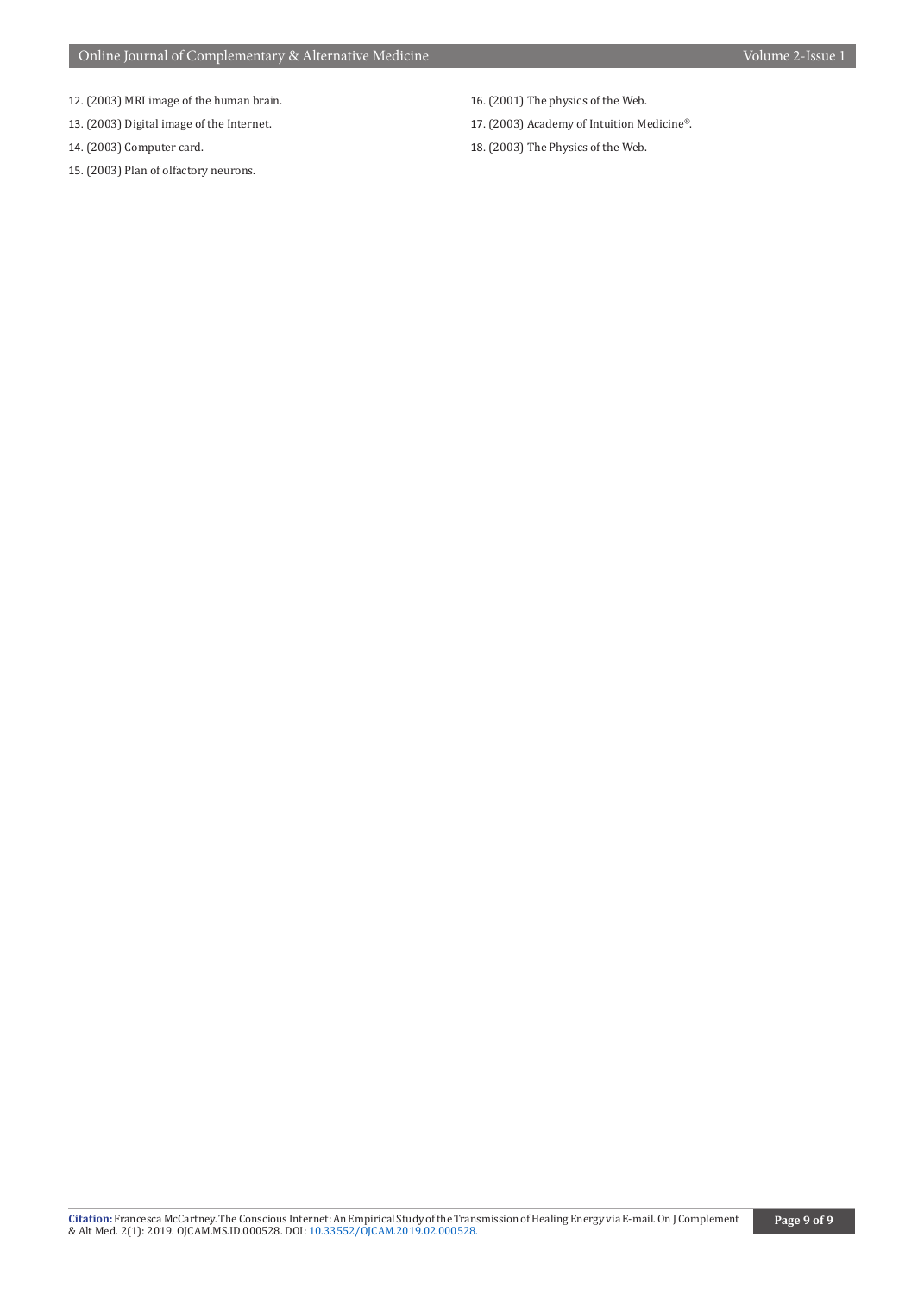12. (2003) MRI image of the human brain.
13. (2003) Digital image of the Internet.
14. (2003) Computer card.
15. (2003) Plan of olfactory neurons.
16. (2001) The physics of the Web.
17. (2003) Academy of Intuition Medicine®.
18. (2003) The Physics of the Web.